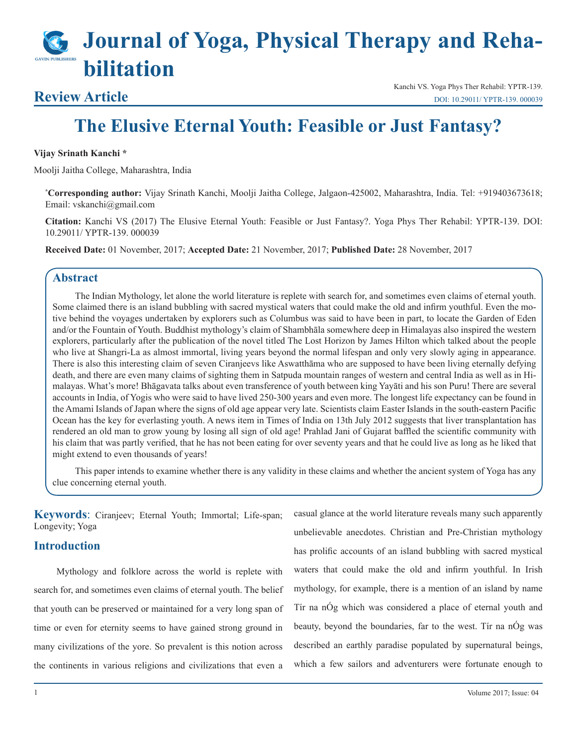# Journal of Yoga, Physical Therapy and Rehabilitation

**Review Article**

Kanchi VS. Yoga Phys Ther Rehabil: YPTR-139.
DOI: 10.29011/ YPTR-139. 000039

# The Elusive Eternal Youth: Feasible or Just Fantasy?

**Vijay Srinath Kanchi ***

Moolji Jaitha College, Maharashtra, India

***Corresponding author:** Vijay Srinath Kanchi, Moolji Jaitha College, Jalgaon-425002, Maharashtra, India. Tel: +919403673618; Email: vskanchi@gmail.com

**Citation:** Kanchi VS (2017) The Elusive Eternal Youth: Feasible or Just Fantasy?. Yoga Phys Ther Rehabil: YPTR-139. DOI: 10.29011/ YPTR-139. 000039

**Received Date:** 01 November, 2017; **Accepted Date:** 21 November, 2017; **Published Date:** 28 November, 2017

## Abstract

The Indian Mythology, let alone the world literature is replete with search for, and sometimes even claims of eternal youth. Some claimed there is an island bubbling with sacred mystical waters that could make the old and infirm youthful. Even the motive behind the voyages undertaken by explorers such as Columbus was said to have been in part, to locate the Garden of Eden and/or the Fountain of Youth. Buddhist mythology's claim of Shambhāla somewhere deep in Himalayas also inspired the western explorers, particularly after the publication of the novel titled The Lost Horizon by James Hilton which talked about the people who live at Shangri-La as almost immortal, living years beyond the normal lifespan and only very slowly aging in appearance. There is also this interesting claim of seven Ciranjeevs like Aswatthāma who are supposed to have been living eternally defying death, and there are even many claims of sighting them in Satpuda mountain ranges of western and central India as well as in Himalayas. What's more! Bhāgavata talks about even transference of youth between king Yayāti and his son Puru! There are several accounts in India, of Yogis who were said to have lived 250-300 years and even more. The longest life expectancy can be found in the Amami Islands of Japan where the signs of old age appear very late. Scientists claim Easter Islands in the south-eastern Pacific Ocean has the key for everlasting youth. A news item in Times of India on 13th July 2012 suggests that liver transplantation has rendered an old man to grow young by losing all sign of old age! Prahlad Jani of Gujarat baffled the scientific community with his claim that was partly verified, that he has not been eating for over seventy years and that he could live as long as he liked that might extend to even thousands of years!

This paper intends to examine whether there is any validity in these claims and whether the ancient system of Yoga has any clue concerning eternal youth.

**Keywords**: Ciranjeev; Eternal Youth; Immortal; Life-span; Longevity; Yoga

## Introduction

Mythology and folklore across the world is replete with search for, and sometimes even claims of eternal youth. The belief that youth can be preserved or maintained for a very long span of time or even for eternity seems to have gained strong ground in many civilizations of the yore. So prevalent is this notion across the continents in various religions and civilizations that even a casual glance at the world literature reveals many such apparently unbelievable anecdotes. Christian and Pre-Christian mythology has prolific accounts of an island bubbling with sacred mystical waters that could make the old and infirm youthful. In Irish mythology, for example, there is a mention of an island by name Tír na nÓg which was considered a place of eternal youth and beauty, beyond the boundaries, far to the west. Tír na nÓg was described an earthly paradise populated by supernatural beings, which a few sailors and adventurers were fortunate enough to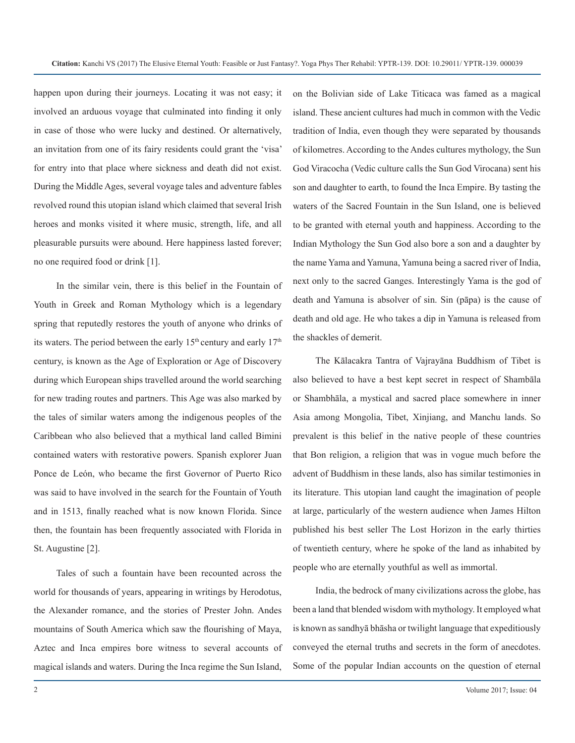happen upon during their journeys. Locating it was not easy; it involved an arduous voyage that culminated into finding it only in case of those who were lucky and destined. Or alternatively, an invitation from one of its fairy residents could grant the 'visa' for entry into that place where sickness and death did not exist. During the Middle Ages, several voyage tales and adventure fables revolved round this utopian island which claimed that several Irish heroes and monks visited it where music, strength, life, and all pleasurable pursuits were abound. Here happiness lasted forever; no one required food or drink [1].

In the similar vein, there is this belief in the Fountain of Youth in Greek and Roman Mythology which is a legendary spring that reputedly restores the youth of anyone who drinks of its waters. The period between the early 15th century and early 17th century, is known as the Age of Exploration or Age of Discovery during which European ships travelled around the world searching for new trading routes and partners. This Age was also marked by the tales of similar waters among the indigenous peoples of the Caribbean who also believed that a mythical land called Bimini contained waters with restorative powers. Spanish explorer Juan Ponce de León, who became the first Governor of Puerto Rico was said to have involved in the search for the Fountain of Youth and in 1513, finally reached what is now known Florida. Since then, the fountain has been frequently associated with Florida in St. Augustine [2].

Tales of such a fountain have been recounted across the world for thousands of years, appearing in writings by Herodotus, the Alexander romance, and the stories of Prester John. Andes mountains of South America which saw the flourishing of Maya, Aztec and Inca empires bore witness to several accounts of magical islands and waters. During the Inca regime the Sun Island, on the Bolivian side of Lake Titicaca was famed as a magical island. These ancient cultures had much in common with the Vedic tradition of India, even though they were separated by thousands of kilometres. According to the Andes cultures mythology, the Sun God Viracocha (Vedic culture calls the Sun God Virocana) sent his son and daughter to earth, to found the Inca Empire. By tasting the waters of the Sacred Fountain in the Sun Island, one is believed to be granted with eternal youth and happiness. According to the Indian Mythology the Sun God also bore a son and a daughter by the name Yama and Yamuna, Yamuna being a sacred river of India, next only to the sacred Ganges. Interestingly Yama is the god of death and Yamuna is absolver of sin. Sin (pāpa) is the cause of death and old age. He who takes a dip in Yamuna is released from the shackles of demerit.

The Kālacakra Tantra of Vajrayāna Buddhism of Tibet is also believed to have a best kept secret in respect of Shambāla or Shambhāla, a mystical and sacred place somewhere in inner Asia among Mongolia, Tibet, Xinjiang, and Manchu lands. So prevalent is this belief in the native people of these countries that Bon religion, a religion that was in vogue much before the advent of Buddhism in these lands, also has similar testimonies in its literature. This utopian land caught the imagination of people at large, particularly of the western audience when James Hilton published his best seller The Lost Horizon in the early thirties of twentieth century, where he spoke of the land as inhabited by people who are eternally youthful as well as immortal.

India, the bedrock of many civilizations across the globe, has been a land that blended wisdom with mythology. It employed what is known as sandhyā bhāsha or twilight language that expeditiously conveyed the eternal truths and secrets in the form of anecdotes. Some of the popular Indian accounts on the question of eternal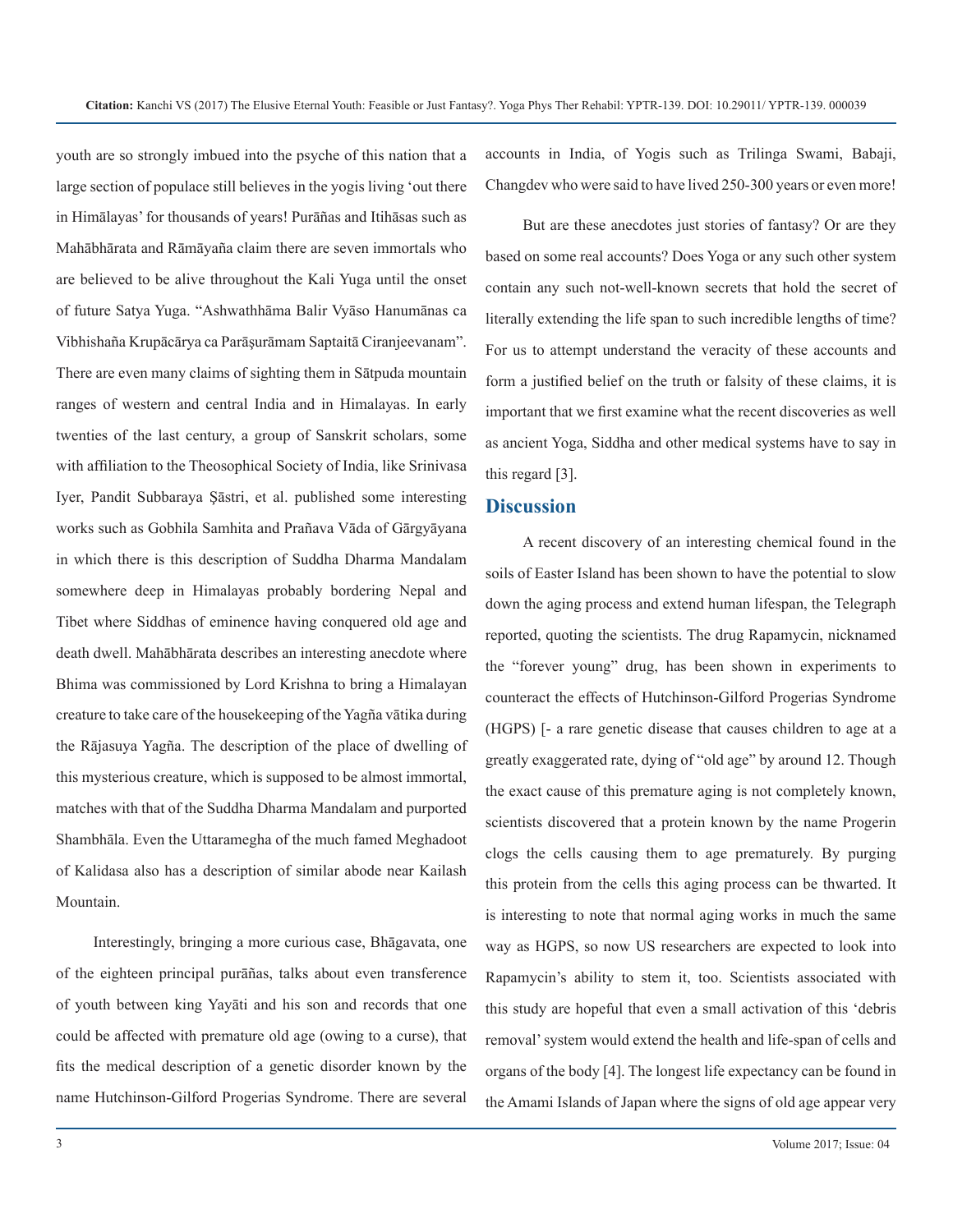youth are so strongly imbued into the psyche of this nation that a large section of populace still believes in the yogis living 'out there in Himālayas' for thousands of years! Purāñas and Itihāsas such as Mahābhārata and Rāmāyaña claim there are seven immortals who are believed to be alive throughout the Kali Yuga until the onset of future Satya Yuga. "Ashwathhāma Balir Vyāso Hanumānas ca Vibhishaña Krupācārya ca Parāşurāmam Saptaitā Ciranjeevanam". There are even many claims of sighting them in Sātpuda mountain ranges of western and central India and in Himalayas. In early twenties of the last century, a group of Sanskrit scholars, some with affiliation to the Theosophical Society of India, like Srinivasa Iyer, Pandit Subbaraya Şāstri, et al. published some interesting works such as Gobhila Samhita and Prañava Vāda of Gārgyāyana in which there is this description of Suddha Dharma Mandalam somewhere deep in Himalayas probably bordering Nepal and Tibet where Siddhas of eminence having conquered old age and death dwell. Mahābhārata describes an interesting anecdote where Bhima was commissioned by Lord Krishna to bring a Himalayan creature to take care of the housekeeping of the Yagña vātika during the Rājasuya Yagña. The description of the place of dwelling of this mysterious creature, which is supposed to be almost immortal, matches with that of the Suddha Dharma Mandalam and purported Shambhāla. Even the Uttaramegha of the much famed Meghadoot of Kalidasa also has a description of similar abode near Kailash Mountain.

Interestingly, bringing a more curious case, Bhāgavata, one of the eighteen principal purāñas, talks about even transference of youth between king Yayāti and his son and records that one could be affected with premature old age (owing to a curse), that fits the medical description of a genetic disorder known by the name Hutchinson-Gilford Progerias Syndrome. There are several accounts in India, of Yogis such as Trilinga Swami, Babaji, Changdev who were said to have lived 250-300 years or even more!

But are these anecdotes just stories of fantasy? Or are they based on some real accounts? Does Yoga or any such other system contain any such not-well-known secrets that hold the secret of literally extending the life span to such incredible lengths of time? For us to attempt understand the veracity of these accounts and form a justified belief on the truth or falsity of these claims, it is important that we first examine what the recent discoveries as well as ancient Yoga, Siddha and other medical systems have to say in this regard [3].

## Discussion

A recent discovery of an interesting chemical found in the soils of Easter Island has been shown to have the potential to slow down the aging process and extend human lifespan, the Telegraph reported, quoting the scientists. The drug Rapamycin, nicknamed the "forever young" drug, has been shown in experiments to counteract the effects of Hutchinson-Gilford Progerias Syndrome (HGPS) [- a rare genetic disease that causes children to age at a greatly exaggerated rate, dying of "old age" by around 12. Though the exact cause of this premature aging is not completely known, scientists discovered that a protein known by the name Progerin clogs the cells causing them to age prematurely. By purging this protein from the cells this aging process can be thwarted. It is interesting to note that normal aging works in much the same way as HGPS, so now US researchers are expected to look into Rapamycin's ability to stem it, too. Scientists associated with this study are hopeful that even a small activation of this 'debris removal' system would extend the health and life-span of cells and organs of the body [4]. The longest life expectancy can be found in the Amami Islands of Japan where the signs of old age appear very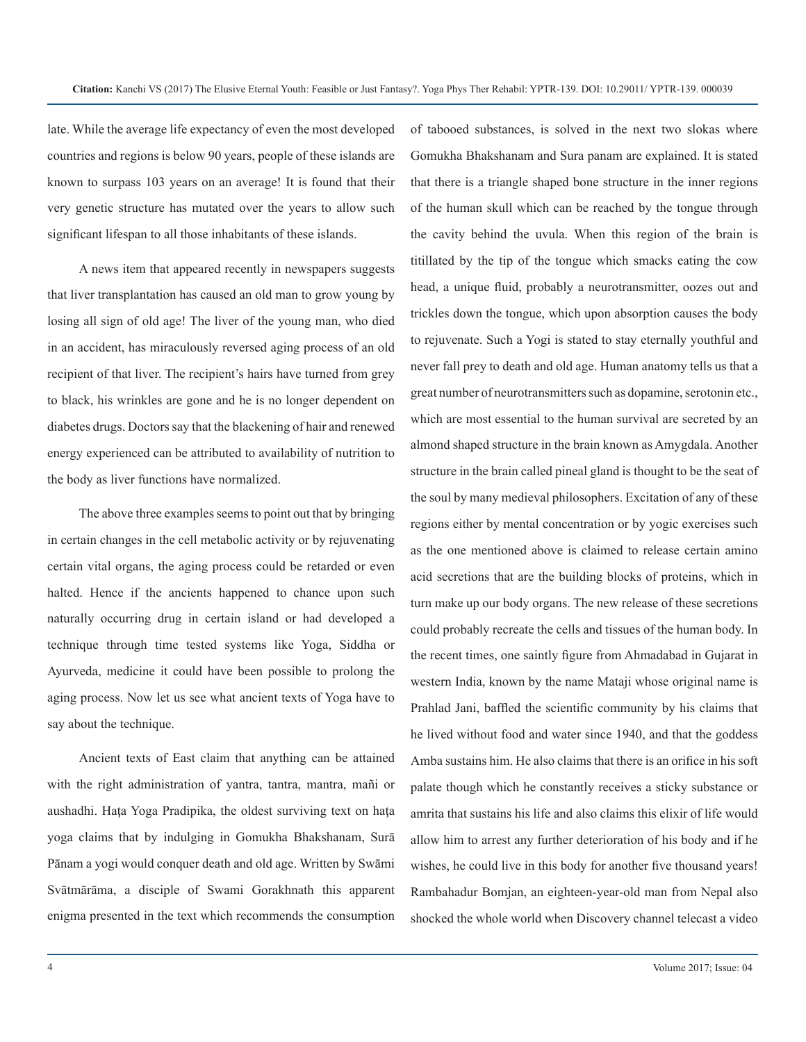late. While the average life expectancy of even the most developed countries and regions is below 90 years, people of these islands are known to surpass 103 years on an average! It is found that their very genetic structure has mutated over the years to allow such significant lifespan to all those inhabitants of these islands.

A news item that appeared recently in newspapers suggests that liver transplantation has caused an old man to grow young by losing all sign of old age! The liver of the young man, who died in an accident, has miraculously reversed aging process of an old recipient of that liver. The recipient's hairs have turned from grey to black, his wrinkles are gone and he is no longer dependent on diabetes drugs. Doctors say that the blackening of hair and renewed energy experienced can be attributed to availability of nutrition to the body as liver functions have normalized.

The above three examples seems to point out that by bringing in certain changes in the cell metabolic activity or by rejuvenating certain vital organs, the aging process could be retarded or even halted. Hence if the ancients happened to chance upon such naturally occurring drug in certain island or had developed a technique through time tested systems like Yoga, Siddha or Ayurveda, medicine it could have been possible to prolong the aging process. Now let us see what ancient texts of Yoga have to say about the technique.

Ancient texts of East claim that anything can be attained with the right administration of yantra, tantra, mantra, mañi or aushadhi. Haţa Yoga Pradipika, the oldest surviving text on haţa yoga claims that by indulging in Gomukha Bhakshanam, Surā Pānam a yogi would conquer death and old age. Written by Swāmi Svātmārāma, a disciple of Swami Gorakhnath this apparent enigma presented in the text which recommends the consumption of tabooed substances, is solved in the next two slokas where Gomukha Bhakshanam and Sura panam are explained. It is stated that there is a triangle shaped bone structure in the inner regions of the human skull which can be reached by the tongue through the cavity behind the uvula. When this region of the brain is titillated by the tip of the tongue which smacks eating the cow head, a unique fluid, probably a neurotransmitter, oozes out and trickles down the tongue, which upon absorption causes the body to rejuvenate. Such a Yogi is stated to stay eternally youthful and never fall prey to death and old age. Human anatomy tells us that a great number of neurotransmitters such as dopamine, serotonin etc., which are most essential to the human survival are secreted by an almond shaped structure in the brain known as Amygdala. Another structure in the brain called pineal gland is thought to be the seat of the soul by many medieval philosophers. Excitation of any of these regions either by mental concentration or by yogic exercises such as the one mentioned above is claimed to release certain amino acid secretions that are the building blocks of proteins, which in turn make up our body organs. The new release of these secretions could probably recreate the cells and tissues of the human body. In the recent times, one saintly figure from Ahmadabad in Gujarat in western India, known by the name Mataji whose original name is Prahlad Jani, baffled the scientific community by his claims that he lived without food and water since 1940, and that the goddess Amba sustains him. He also claims that there is an orifice in his soft palate though which he constantly receives a sticky substance or amrita that sustains his life and also claims this elixir of life would allow him to arrest any further deterioration of his body and if he wishes, he could live in this body for another five thousand years! Rambahadur Bomjan, an eighteen-year-old man from Nepal also shocked the whole world when Discovery channel telecast a video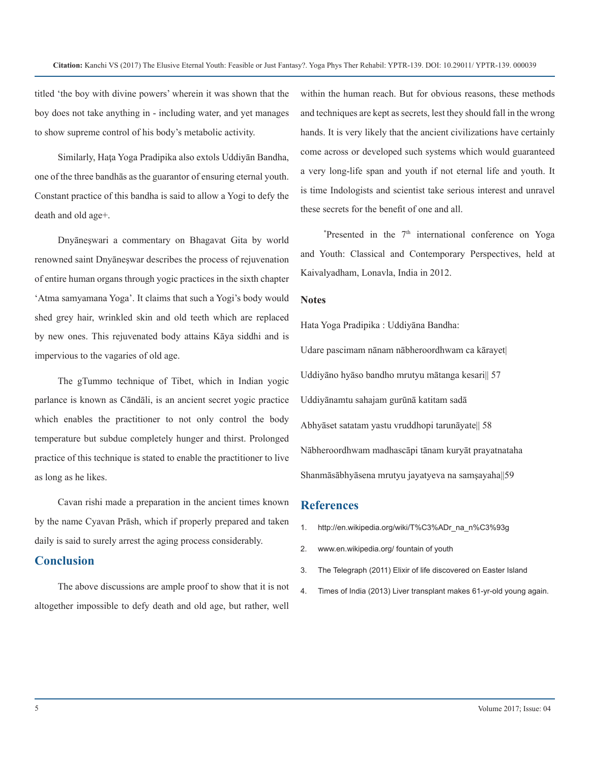titled 'the boy with divine powers' wherein it was shown that the boy does not take anything in - including water, and yet manages to show supreme control of his body's metabolic activity.

Similarly, Haṭa Yoga Pradipika also extols Uddiyān Bandha, one of the three bandhās as the guarantor of ensuring eternal youth. Constant practice of this bandha is said to allow a Yogi to defy the death and old age+.

Dnyāneşwari a commentary on Bhagavat Gita by world renowned saint Dnyāneşwar describes the process of rejuvenation of entire human organs through yogic practices in the sixth chapter 'Atma samyamana Yoga'. It claims that such a Yogi's body would shed grey hair, wrinkled skin and old teeth which are replaced by new ones. This rejuvenated body attains Kāya siddhi and is impervious to the vagaries of old age.

The gTummo technique of Tibet, which in Indian yogic parlance is known as Cāndāli, is an ancient secret yogic practice which enables the practitioner to not only control the body temperature but subdue completely hunger and thirst. Prolonged practice of this technique is stated to enable the practitioner to live as long as he likes.

Cavan rishi made a preparation in the ancient times known by the name Cyavan Prāsh, which if properly prepared and taken daily is said to surely arrest the aging process considerably.

## Conclusion

The above discussions are ample proof to show that it is not altogether impossible to defy death and old age, but rather, well within the human reach. But for obvious reasons, these methods and techniques are kept as secrets, lest they should fall in the wrong hands. It is very likely that the ancient civilizations have certainly come across or developed such systems which would guaranteed a very long-life span and youth if not eternal life and youth. It is time Indologists and scientist take serious interest and unravel these secrets for the benefit of one and all.

*Presented in the 7th international conference on Yoga and Youth: Classical and Contemporary Perspectives, held at Kaivalyadham, Lonavla, India in 2012.

### Notes

Hata Yoga Pradipika : Uddiyāna Bandha:

Udare pascimam nānam nābheroordhwam ca kārayet|

Uddiyāno hyāso bandho mrutyu mātanga kesari|| 57

Uddiyānamtu sahajam gurūnā katitam sadā

Abhyāset satatam yastu vruddhopi tarunāyate|| 58

Nābheroordhwam madhascāpi tānam kuryāt prayatnataha

Shanmāsābhyāsena mrutyu jayatyeva na samşayaha||59

## References

1. http://en.wikipedia.org/wiki/T%C3%ADr_na_n%C3%93g
2. www.en.wikipedia.org/ fountain of youth
3. The Telegraph (2011) Elixir of life discovered on Easter Island
4. Times of India (2013) Liver transplant makes 61-yr-old young again.